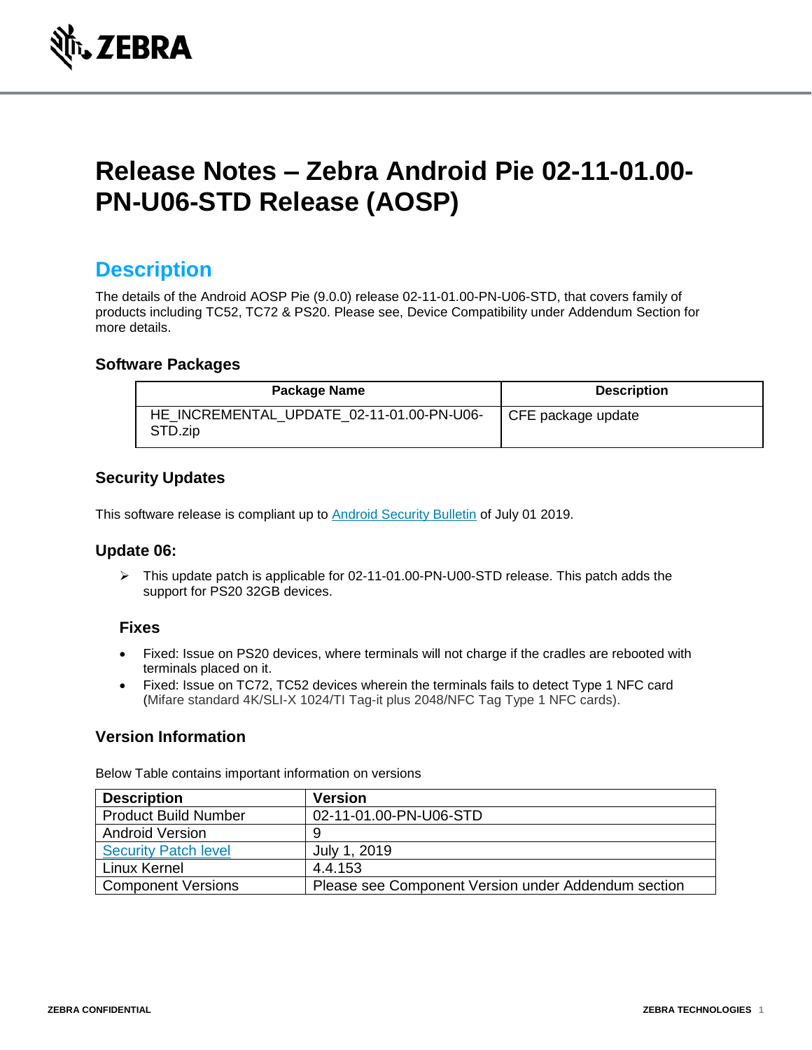# Release Notes – Zebra Android Pie 02-11-01.00-PN-U06-STD Release (AOSP)

## Description

The details of the Android AOSP Pie (9.0.0) release 02-11-01.00-PN-U06-STD, that covers family of products including TC52, TC72 & PS20. Please see, Device Compatibility under Addendum Section for more details.

### Software Packages

| Package Name | Description |
| --- | --- |
| HE_INCREMENTAL_UPDATE_02-11-01.00-PN-U06-STD.zip | CFE package update |

### Security Updates

This software release is compliant up to Android Security Bulletin of July 01 2019.

### Update 06:

- This update patch is applicable for 02-11-01.00-PN-U00-STD release. This patch adds the support for PS20 32GB devices.

#### Fixes

- Fixed: Issue on PS20 devices, where terminals will not charge if the cradles are rebooted with terminals placed on it.
- Fixed: Issue on TC72, TC52 devices wherein the terminals fails to detect Type 1 NFC card (Mifare standard 4K/SLI-X 1024/TI Tag-it plus 2048/NFC Tag Type 1 NFC cards).

### Version Information

Below Table contains important information on versions

| Description | Version |
| --- | --- |
| Product Build Number | 02-11-01.00-PN-U06-STD |
| Android Version | 9 |
| Security Patch level | July 1, 2019 |
| Linux Kernel | 4.4.153 |
| Component Versions | Please see Component Version under Addendum section |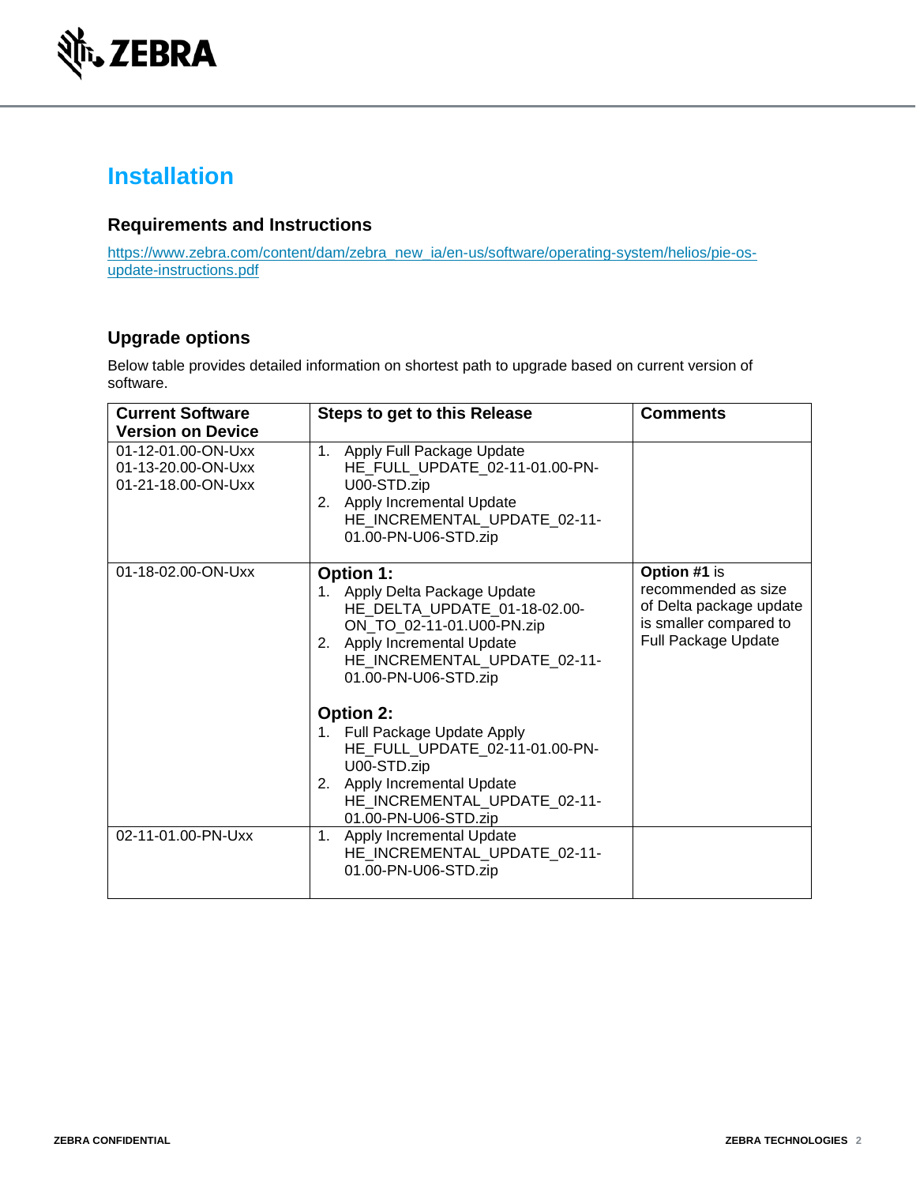# Installation

## Requirements and Instructions

https://www.zebra.com/content/dam/zebra_new_ia/en-us/software/operating-system/helios/pie-os-update-instructions.pdf

## Upgrade options

Below table provides detailed information on shortest path to upgrade based on current version of software.

| Current Software Version on Device | Steps to get to this Release | Comments |
|---|---|---|
| 01-12-01.00-ON-Uxx<br>01-13-20.00-ON-Uxx<br>01-21-18.00-ON-Uxx | 1. Apply Full Package Update HE_FULL_UPDATE_02-11-01.00-PN-U00-STD.zip<br>2. Apply Incremental Update HE_INCREMENTAL_UPDATE_02-11-01.00-PN-U06-STD.zip | |
| 01-18-02.00-ON-Uxx | **Option 1:**<br>1. Apply Delta Package Update HE_DELTA_UPDATE_01-18-02.00-ON_TO_02-11-01.U00-PN.zip<br>2. Apply Incremental Update HE_INCREMENTAL_UPDATE_02-11-01.00-PN-U06-STD.zip<br><br>**Option 2:**<br>1. Full Package Update Apply HE_FULL_UPDATE_02-11-01.00-PN-U00-STD.zip<br>2. Apply Incremental Update HE_INCREMENTAL_UPDATE_02-11-01.00-PN-U06-STD.zip | **Option #1** is recommended as size of Delta package update is smaller compared to Full Package Update |
| 02-11-01.00-PN-Uxx | 1. Apply Incremental Update HE_INCREMENTAL_UPDATE_02-11-01.00-PN-U06-STD.zip | |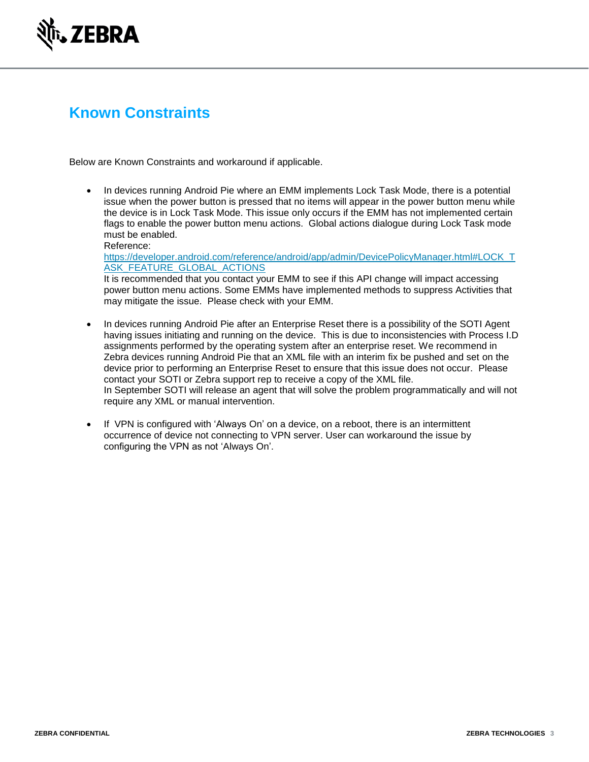# Known Constraints

Below are Known Constraints and workaround if applicable.

- In devices running Android Pie where an EMM implements Lock Task Mode, there is a potential issue when the power button is pressed that no items will appear in the power button menu while the device is in Lock Task Mode. This issue only occurs if the EMM has not implemented certain flags to enable the power button menu actions. Global actions dialogue during Lock Task mode must be enabled.
  Reference:
  [https://developer.android.com/reference/android/app/admin/DevicePolicyManager.html#LOCK_TASK_FEATURE_GLOBAL_ACTIONS](https://developer.android.com/reference/android/app/admin/DevicePolicyManager.html#LOCK_TASK_FEATURE_GLOBAL_ACTIONS)
  It is recommended that you contact your EMM to see if this API change will impact accessing power button menu actions. Some EMMs have implemented methods to suppress Activities that may mitigate the issue. Please check with your EMM.

- In devices running Android Pie after an Enterprise Reset there is a possibility of the SOTI Agent having issues initiating and running on the device. This is due to inconsistencies with Process I.D assignments performed by the operating system after an enterprise reset. We recommend in Zebra devices running Android Pie that an XML file with an interim fix be pushed and set on the device prior to performing an Enterprise Reset to ensure that this issue does not occur. Please contact your SOTI or Zebra support rep to receive a copy of the XML file.
  In September SOTI will release an agent that will solve the problem programmatically and will not require any XML or manual intervention.

- If VPN is configured with 'Always On' on a device, on a reboot, there is an intermittent occurrence of device not connecting to VPN server. User can workaround the issue by configuring the VPN as not 'Always On'.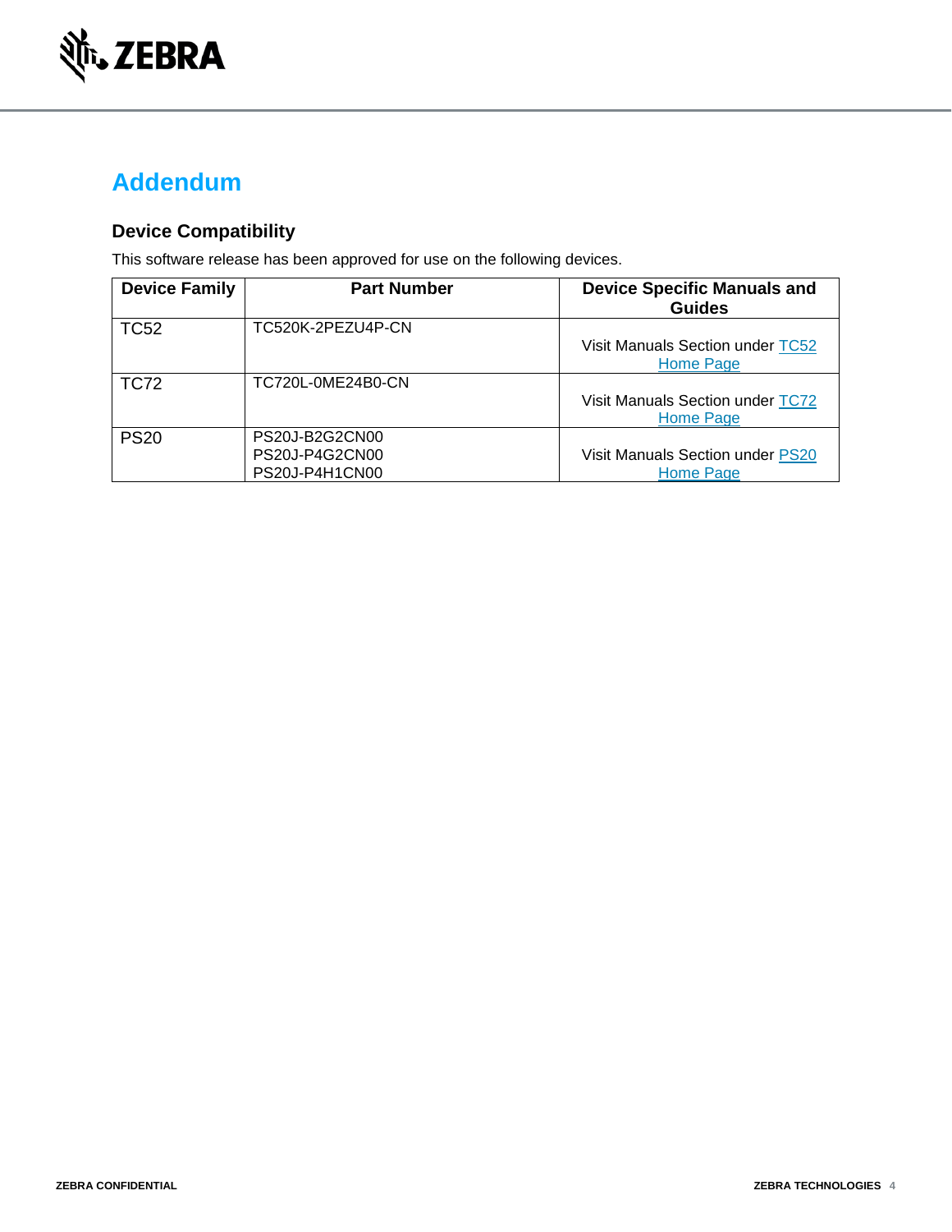# Addendum

## Device Compatibility

This software release has been approved for use on the following devices.

| Device Family | Part Number | Device Specific Manuals and Guides |
|---|---|---|
| TC52 | TC520K-2PEZU4P-CN | Visit Manuals Section under TC52 Home Page |
| TC72 | TC720L-0ME24B0-CN | Visit Manuals Section under TC72 Home Page |
| PS20 | PS20J-B2G2CN00<br>PS20J-P4G2CN00<br>PS20J-P4H1CN00 | Visit Manuals Section under PS20 Home Page |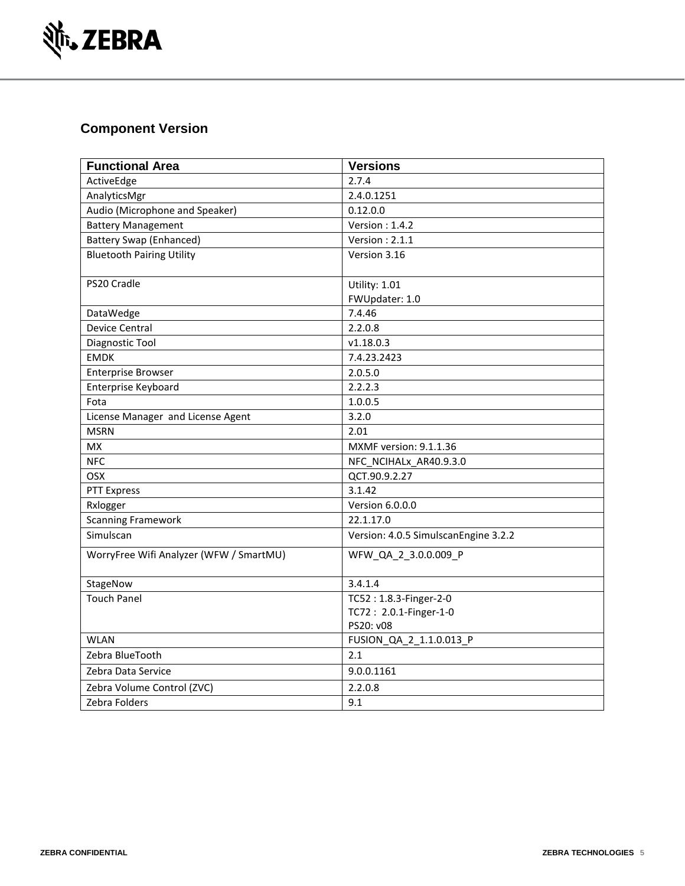## Component Version

| Functional Area | Versions |
|---|---|
| ActiveEdge | 2.7.4 |
| AnalyticsMgr | 2.4.0.1251 |
| Audio (Microphone and Speaker) | 0.12.0.0 |
| Battery Management | Version : 1.4.2 |
| Battery Swap (Enhanced) | Version : 2.1.1 |
| Bluetooth Pairing Utility | Version 3.16 |
| PS20 Cradle | Utility: 1.01<br>FWUpdater: 1.0 |
| DataWedge | 7.4.46 |
| Device Central | 2.2.0.8 |
| Diagnostic Tool | v1.18.0.3 |
| EMDK | 7.4.23.2423 |
| Enterprise Browser | 2.0.5.0 |
| Enterprise Keyboard | 2.2.2.3 |
| Fota | 1.0.0.5 |
| License Manager and License Agent | 3.2.0 |
| MSRN | 2.01 |
| MX | MXMF version: 9.1.1.36 |
| NFC | NFC_NCIHALx_AR40.9.3.0 |
| OSX | QCT.90.9.2.27 |
| PTT Express | 3.1.42 |
| Rxlogger | Version 6.0.0.0 |
| Scanning Framework | 22.1.17.0 |
| Simulscan | Version: 4.0.5 SimulscanEngine 3.2.2 |
| WorryFree Wifi Analyzer (WFW / SmartMU) | WFW_QA_2_3.0.0.009_P |
| StageNow | 3.4.1.4 |
| Touch Panel | TC52 : 1.8.3-Finger-2-0<br>TC72 : 2.0.1-Finger-1-0<br>PS20: v08 |
| WLAN | FUSION_QA_2_1.1.0.013_P |
| Zebra BlueTooth | 2.1 |
| Zebra Data Service | 9.0.0.1161 |
| Zebra Volume Control (ZVC) | 2.2.0.8 |
| Zebra Folders | 9.1 |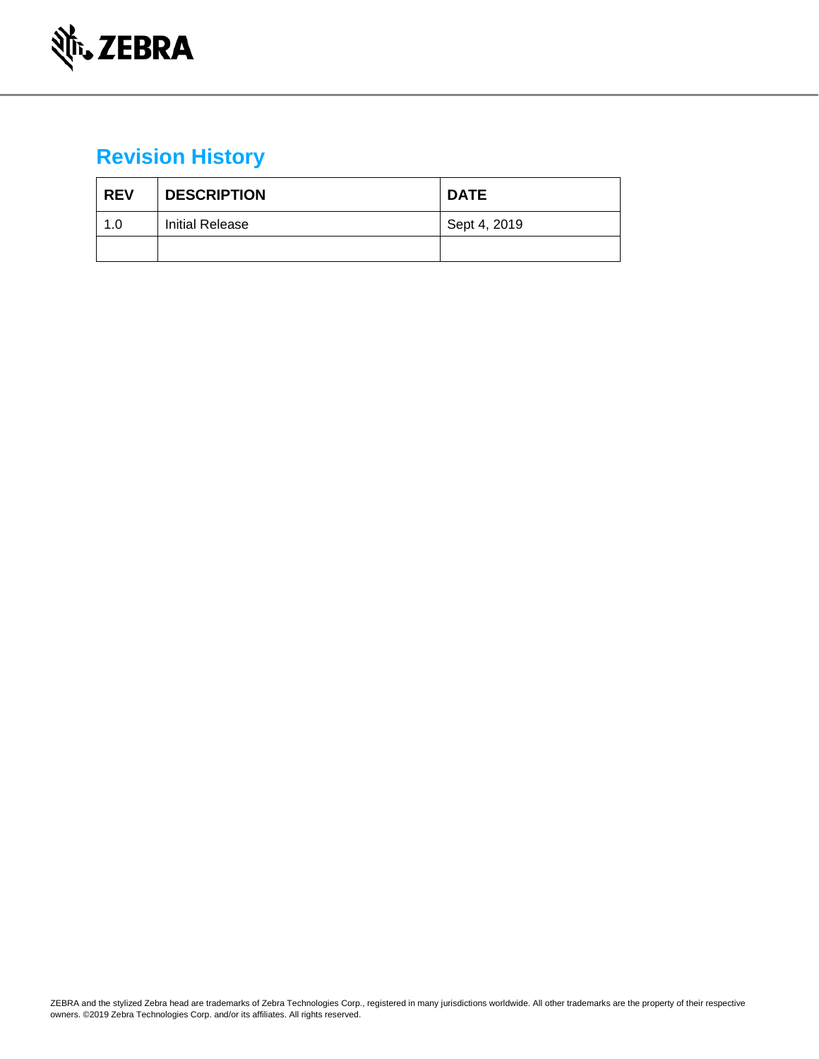## Revision History

| REV | DESCRIPTION | DATE |
|---|---|---|
| 1.0 | Initial Release | Sept 4, 2019 |
| | | |

ZEBRA and the stylized Zebra head are trademarks of Zebra Technologies Corp., registered in many jurisdictions worldwide. All other trademarks are the property of their respective owners. ©2019 Zebra Technologies Corp. and/or its affiliates. All rights reserved.